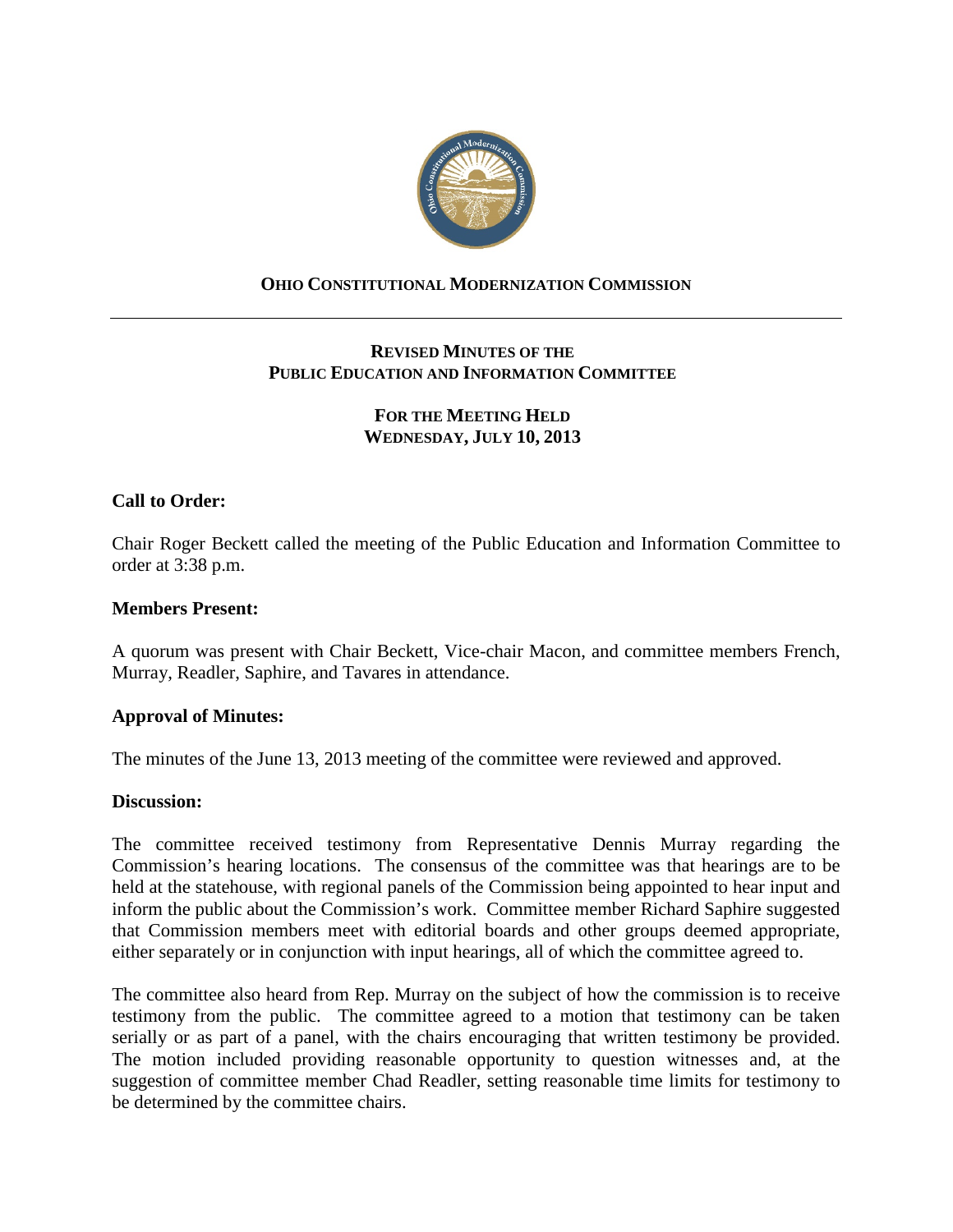**OHIO CONSTITUTIONAL MODERNIZATION COMMISSION**

---

**REVISED MINUTES OF THE**
**PUBLIC EDUCATION AND INFORMATION COMMITTEE**

**FOR THE MEETING HELD**
**WEDNESDAY, JULY 10, 2013**

**Call to Order:**

Chair Roger Beckett called the meeting of the Public Education and Information Committee to order at 3:38 p.m.

**Members Present:**

A quorum was present with Chair Beckett, Vice-chair Macon, and committee members French, Murray, Readler, Saphire, and Tavares in attendance.

**Approval of Minutes:**

The minutes of the June 13, 2013 meeting of the committee were reviewed and approved.

**Discussion:**

The committee received testimony from Representative Dennis Murray regarding the Commission's hearing locations. The consensus of the committee was that hearings are to be held at the statehouse, with regional panels of the Commission being appointed to hear input and inform the public about the Commission's work. Committee member Richard Saphire suggested that Commission members meet with editorial boards and other groups deemed appropriate, either separately or in conjunction with input hearings, all of which the committee agreed to.

The committee also heard from Rep. Murray on the subject of how the commission is to receive testimony from the public. The committee agreed to a motion that testimony can be taken serially or as part of a panel, with the chairs encouraging that written testimony be provided. The motion included providing reasonable opportunity to question witnesses and, at the suggestion of committee member Chad Readler, setting reasonable time limits for testimony to be determined by the committee chairs.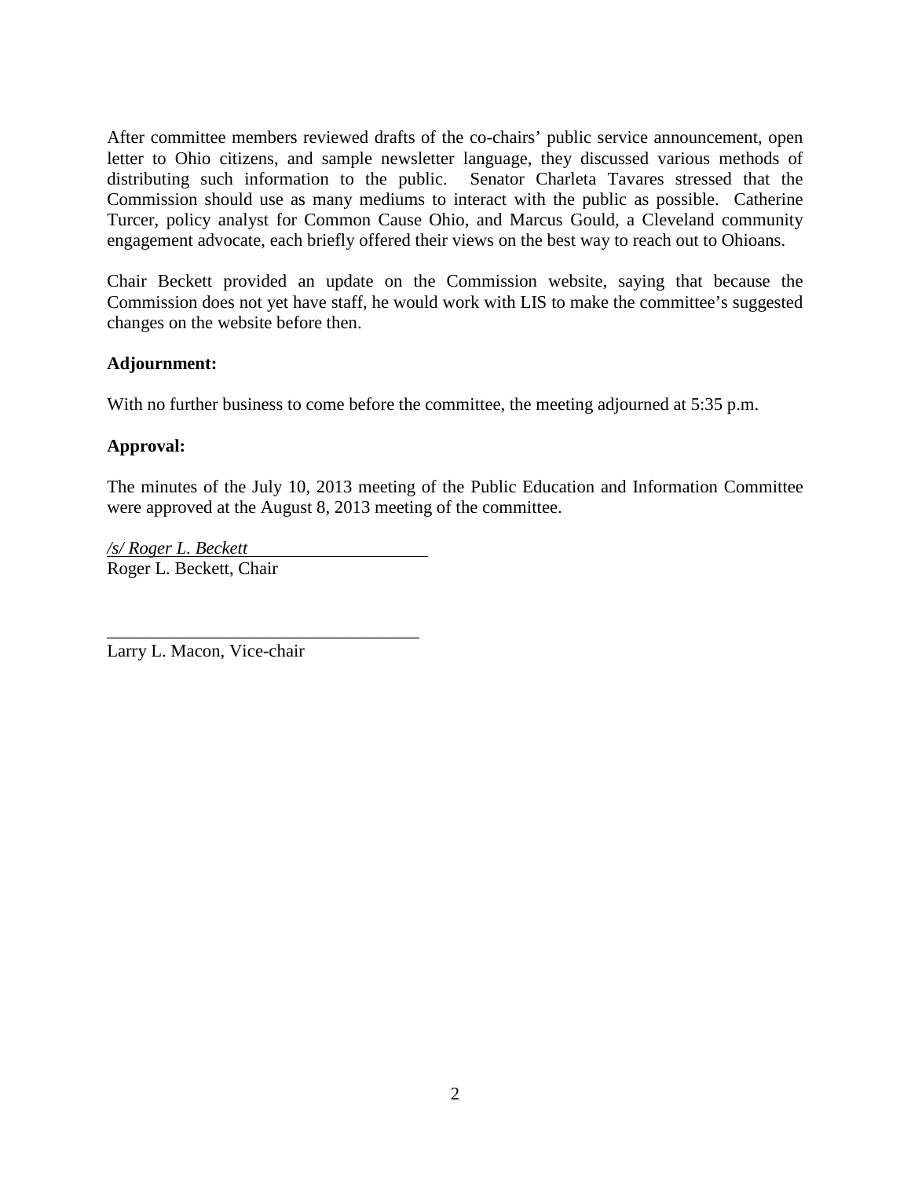After committee members reviewed drafts of the co-chairs' public service announcement, open letter to Ohio citizens, and sample newsletter language, they discussed various methods of distributing such information to the public. Senator Charleta Tavares stressed that the Commission should use as many mediums to interact with the public as possible. Catherine Turcer, policy analyst for Common Cause Ohio, and Marcus Gould, a Cleveland community engagement advocate, each briefly offered their views on the best way to reach out to Ohioans.

Chair Beckett provided an update on the Commission website, saying that because the Commission does not yet have staff, he would work with LIS to make the committee's suggested changes on the website before then.

**Adjournment:**

With no further business to come before the committee, the meeting adjourned at 5:35 p.m.

**Approval:**

The minutes of the July 10, 2013 meeting of the Public Education and Information Committee were approved at the August 8, 2013 meeting of the committee.

*/s/ Roger L. Beckett*
Roger L. Beckett, Chair

___________________________________
Larry L. Macon, Vice-chair